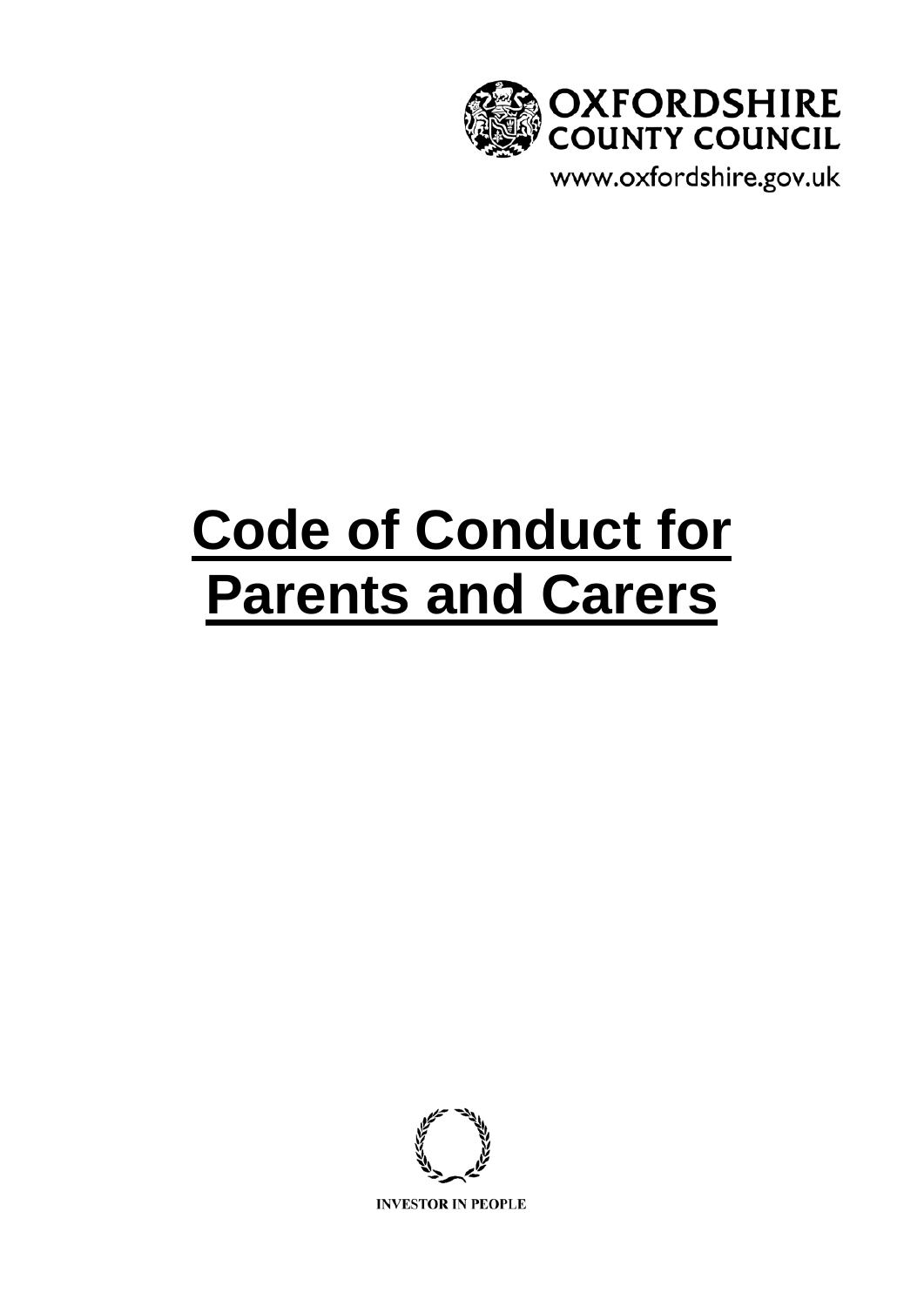OXFORDSHIRE COUNTY COUNCIL

www.oxfordshire.gov.uk

# Code of Conduct for Parents and Carers

INVESTOR IN PEOPLE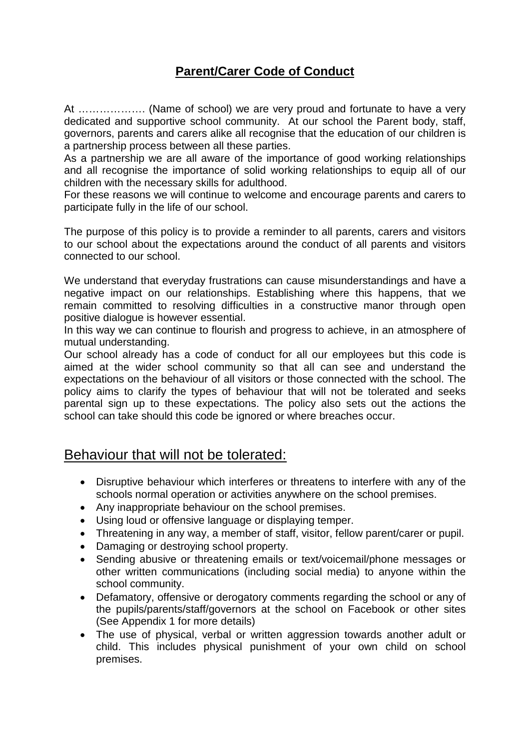## **Parent/Carer Code of Conduct**

At ……………… (Name of school) we are very proud and fortunate to have a very dedicated and supportive school community. At our school the Parent body, staff, governors, parents and carers alike all recognise that the education of our children is a partnership process between all these parties.

As a partnership we are all aware of the importance of good working relationships and all recognise the importance of solid working relationships to equip all of our children with the necessary skills for adulthood.

For these reasons we will continue to welcome and encourage parents and carers to participate fully in the life of our school.

The purpose of this policy is to provide a reminder to all parents, carers and visitors to our school about the expectations around the conduct of all parents and visitors connected to our school.

We understand that everyday frustrations can cause misunderstandings and have a negative impact on our relationships. Establishing where this happens, that we remain committed to resolving difficulties in a constructive manor through open positive dialogue is however essential.

In this way we can continue to flourish and progress to achieve, in an atmosphere of mutual understanding.

Our school already has a code of conduct for all our employees but this code is aimed at the wider school community so that all can see and understand the expectations on the behaviour of all visitors or those connected with the school. The policy aims to clarify the types of behaviour that will not be tolerated and seeks parental sign up to these expectations. The policy also sets out the actions the school can take should this code be ignored or where breaches occur.

## Behaviour that will not be tolerated:

- Disruptive behaviour which interferes or threatens to interfere with any of the schools normal operation or activities anywhere on the school premises.
- Any inappropriate behaviour on the school premises.
- Using loud or offensive language or displaying temper.
- Threatening in any way, a member of staff, visitor, fellow parent/carer or pupil.
- Damaging or destroying school property.
- Sending abusive or threatening emails or text/voicemail/phone messages or other written communications (including social media) to anyone within the school community.
- Defamatory, offensive or derogatory comments regarding the school or any of the pupils/parents/staff/governors at the school on Facebook or other sites (See Appendix 1 for more details)
- The use of physical, verbal or written aggression towards another adult or child. This includes physical punishment of your own child on school premises.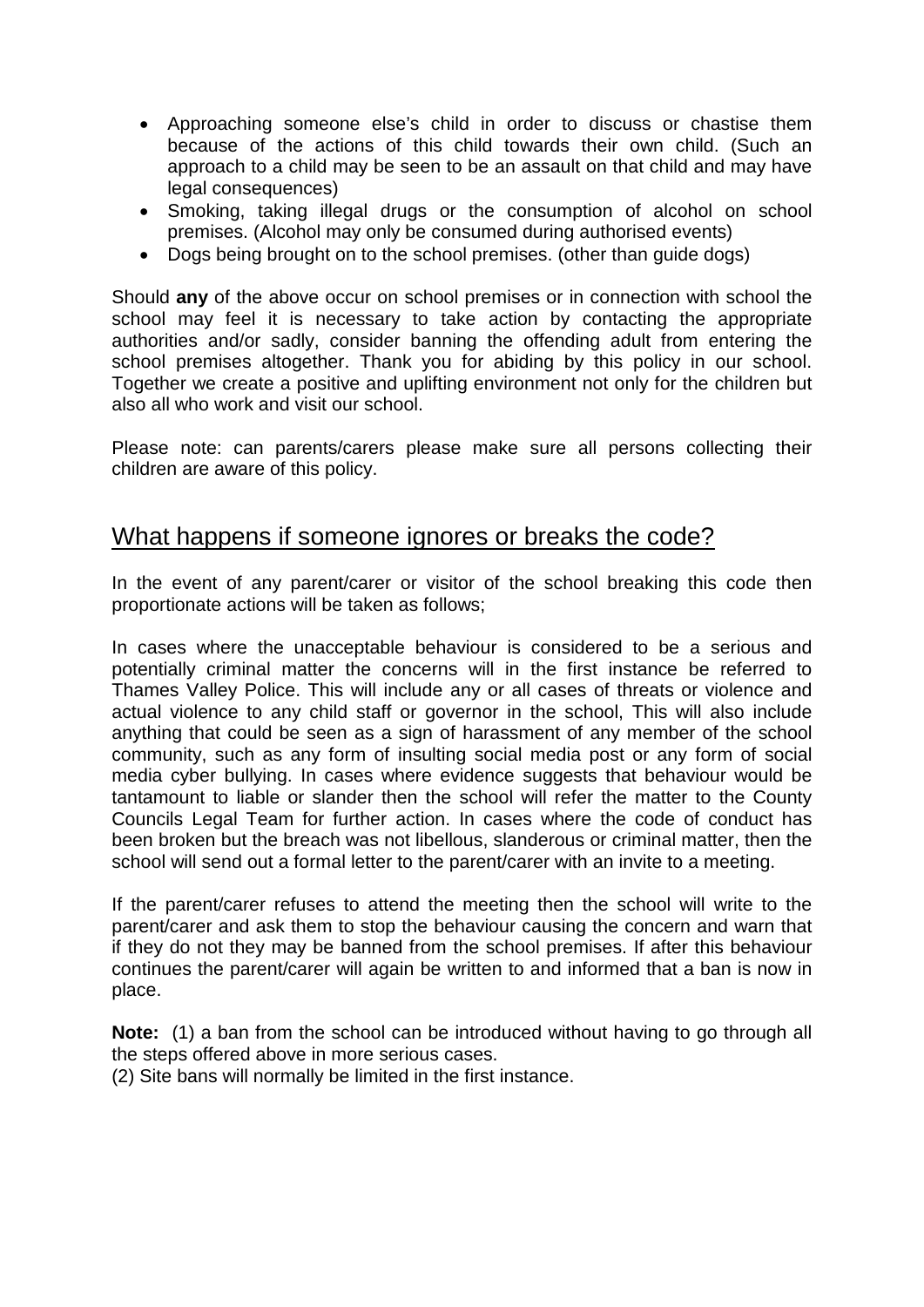- Approaching someone else's child in order to discuss or chastise them because of the actions of this child towards their own child. (Such an approach to a child may be seen to be an assault on that child and may have legal consequences)
- Smoking, taking illegal drugs or the consumption of alcohol on school premises. (Alcohol may only be consumed during authorised events)
- Dogs being brought on to the school premises. (other than guide dogs)

Should **any** of the above occur on school premises or in connection with school the school may feel it is necessary to take action by contacting the appropriate authorities and/or sadly, consider banning the offending adult from entering the school premises altogether. Thank you for abiding by this policy in our school. Together we create a positive and uplifting environment not only for the children but also all who work and visit our school.

Please note: can parents/carers please make sure all persons collecting their children are aware of this policy.

## What happens if someone ignores or breaks the code?

In the event of any parent/carer or visitor of the school breaking this code then proportionate actions will be taken as follows;

In cases where the unacceptable behaviour is considered to be a serious and potentially criminal matter the concerns will in the first instance be referred to Thames Valley Police. This will include any or all cases of threats or violence and actual violence to any child staff or governor in the school, This will also include anything that could be seen as a sign of harassment of any member of the school community, such as any form of insulting social media post or any form of social media cyber bullying. In cases where evidence suggests that behaviour would be tantamount to liable or slander then the school will refer the matter to the County Councils Legal Team for further action. In cases where the code of conduct has been broken but the breach was not libellous, slanderous or criminal matter, then the school will send out a formal letter to the parent/carer with an invite to a meeting.

If the parent/carer refuses to attend the meeting then the school will write to the parent/carer and ask them to stop the behaviour causing the concern and warn that if they do not they may be banned from the school premises. If after this behaviour continues the parent/carer will again be written to and informed that a ban is now in place.

**Note:** (1) a ban from the school can be introduced without having to go through all the steps offered above in more serious cases.
(2) Site bans will normally be limited in the first instance.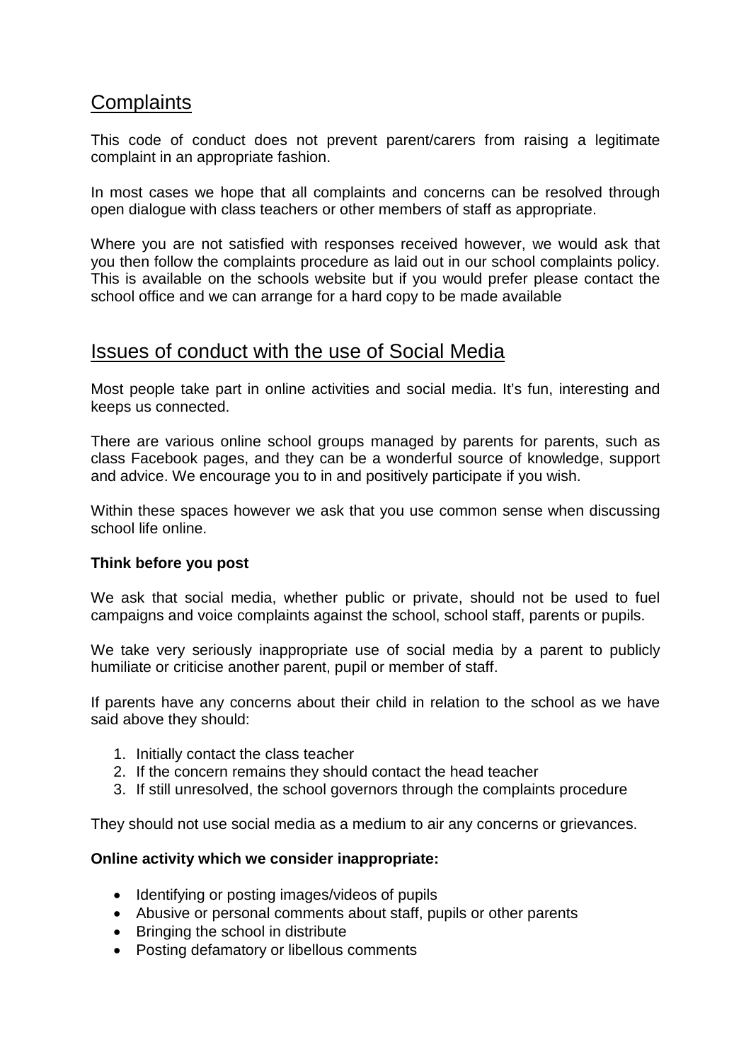## Complaints

This code of conduct does not prevent parent/carers from raising a legitimate complaint in an appropriate fashion.

In most cases we hope that all complaints and concerns can be resolved through open dialogue with class teachers or other members of staff as appropriate.

Where you are not satisfied with responses received however, we would ask that you then follow the complaints procedure as laid out in our school complaints policy. This is available on the schools website but if you would prefer please contact the school office and we can arrange for a hard copy to be made available

## Issues of conduct with the use of Social Media

Most people take part in online activities and social media. It's fun, interesting and keeps us connected.

There are various online school groups managed by parents for parents, such as class Facebook pages, and they can be a wonderful source of knowledge, support and advice. We encourage you to in and positively participate if you wish.

Within these spaces however we ask that you use common sense when discussing school life online.

**Think before you post**

We ask that social media, whether public or private, should not be used to fuel campaigns and voice complaints against the school, school staff, parents or pupils.

We take very seriously inappropriate use of social media by a parent to publicly humiliate or criticise another parent, pupil or member of staff.

If parents have any concerns about their child in relation to the school as we have said above they should:

1. Initially contact the class teacher
2. If the concern remains they should contact the head teacher
3. If still unresolved, the school governors through the complaints procedure

They should not use social media as a medium to air any concerns or grievances.

**Online activity which we consider inappropriate:**

- Identifying or posting images/videos of pupils
- Abusive or personal comments about staff, pupils or other parents
- Bringing the school in distribute
- Posting defamatory or libellous comments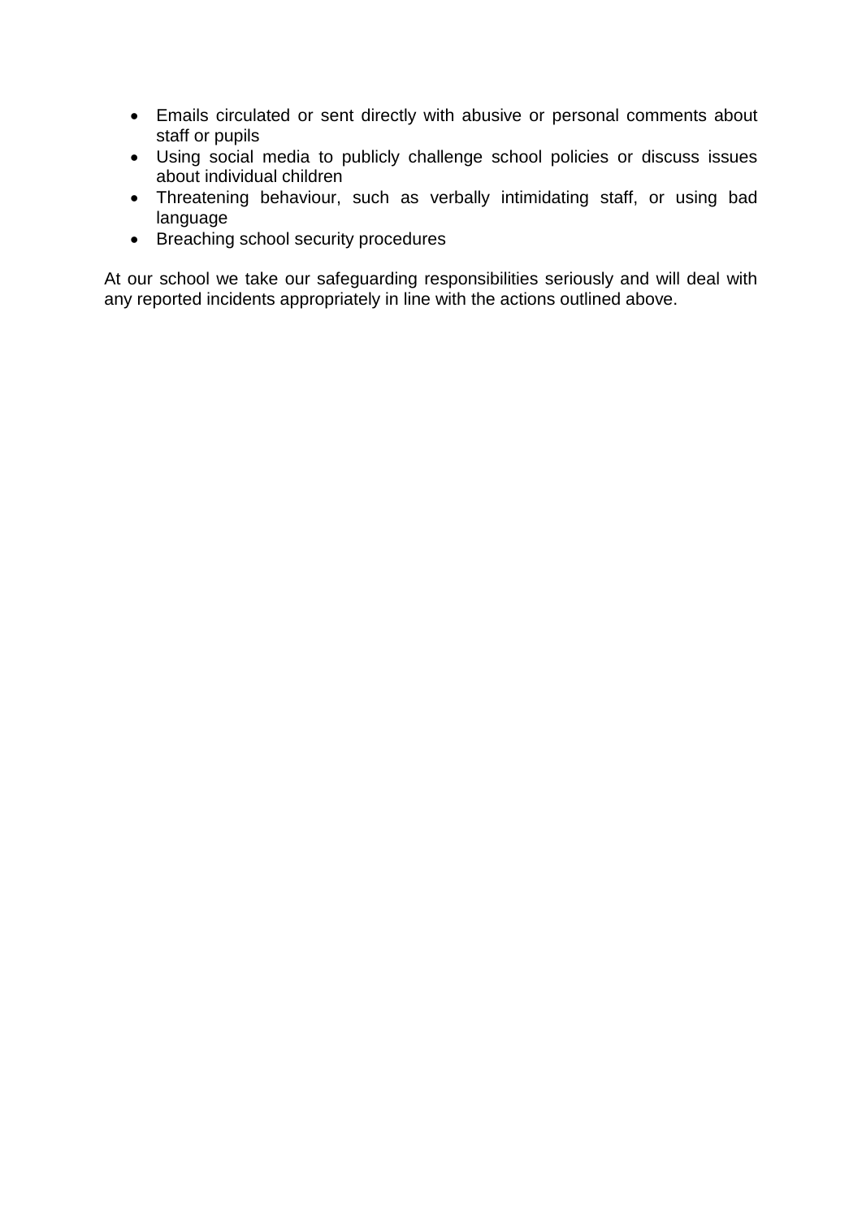- Emails circulated or sent directly with abusive or personal comments about staff or pupils
- Using social media to publicly challenge school policies or discuss issues about individual children
- Threatening behaviour, such as verbally intimidating staff, or using bad language
- Breaching school security procedures

At our school we take our safeguarding responsibilities seriously and will deal with any reported incidents appropriately in line with the actions outlined above.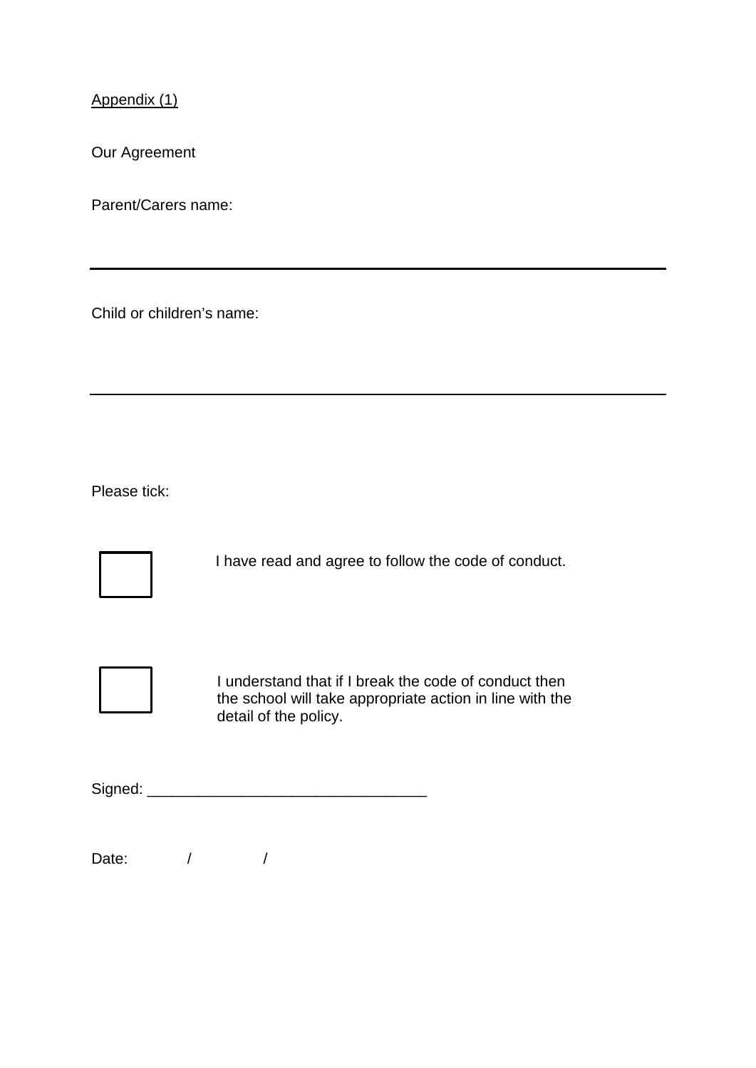Appendix (1)

Our Agreement

Parent/Carers name:

---

Child or children's name:

---

Please tick:

☐ I have read and agree to follow the code of conduct.

☐ I understand that if I break the code of conduct then the school will take appropriate action in line with the detail of the policy.

Signed: ________________________________

Date: / /